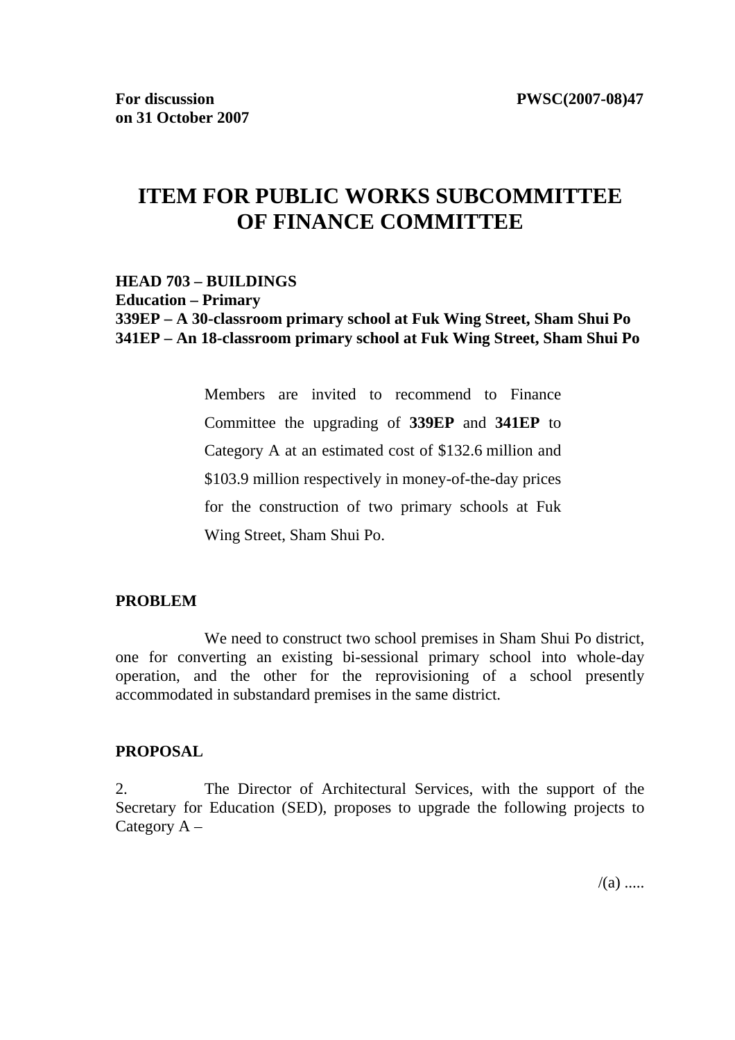**For discussion on 31 October 2007**

**PWSC(2007-08)47**

# ITEM FOR PUBLIC WORKS SUBCOMMITTEE OF FINANCE COMMITTEE

**HEAD 703 – BUILDINGS**
**Education – Primary**
**339EP – A 30-classroom primary school at Fuk Wing Street, Sham Shui Po**
**341EP – An 18-classroom primary school at Fuk Wing Street, Sham Shui Po**

Members are invited to recommend to Finance Committee the upgrading of **339EP** and **341EP** to Category A at an estimated cost of $132.6 million and $103.9 million respectively in money-of-the-day prices for the construction of two primary schools at Fuk Wing Street, Sham Shui Po.

**PROBLEM**

We need to construct two school premises in Sham Shui Po district, one for converting an existing bi-sessional primary school into whole-day operation, and the other for the reprovisioning of a school presently accommodated in substandard premises in the same district.

**PROPOSAL**

2. The Director of Architectural Services, with the support of the Secretary for Education (SED), proposes to upgrade the following projects to Category A –

/(a) .....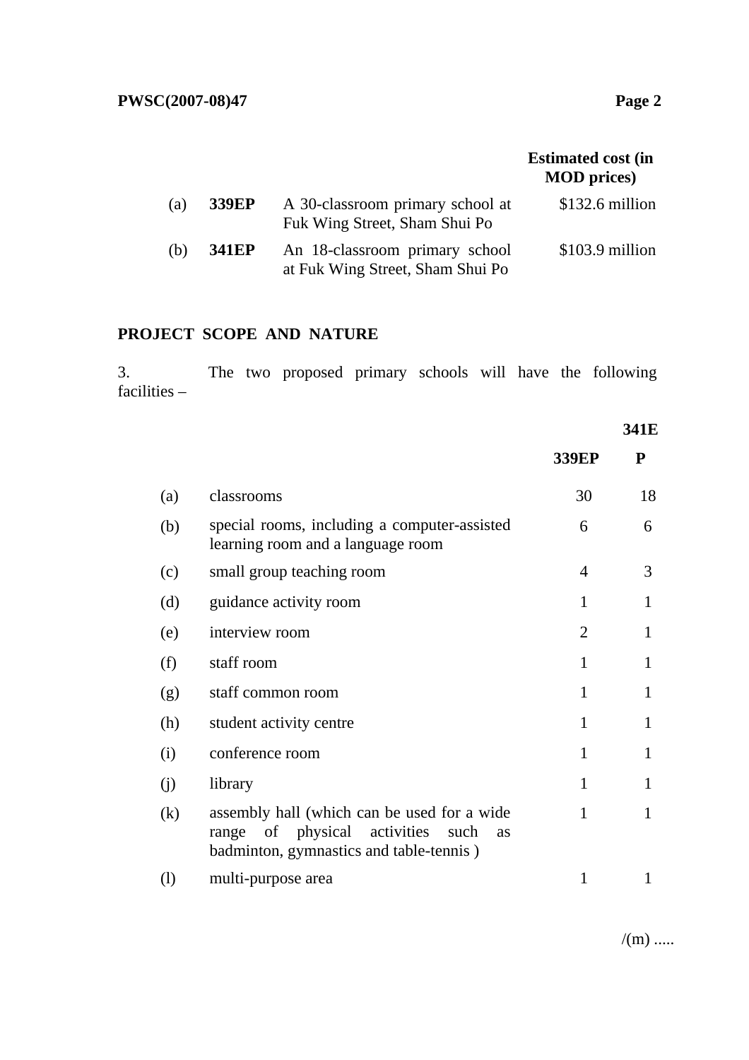| | | | Estimated cost (in MOD prices) |
|---|---|---|---|
| (a) | **339EP** | A 30-classroom primary school at Fuk Wing Street, Sham Shui Po | $132.6 million |
| (b) | **341EP** | An 18-classroom primary school at Fuk Wing Street, Sham Shui Po | $103.9 million |

## PROJECT SCOPE AND NATURE

3. The two proposed primary schools will have the following facilities –

| | | **339EP** | **341EP** |
|---|---|---|---|
| (a) | classrooms | 30 | 18 |
| (b) | special rooms, including a computer-assisted learning room and a language room | 6 | 6 |
| (c) | small group teaching room | 4 | 3 |
| (d) | guidance activity room | 1 | 1 |
| (e) | interview room | 2 | 1 |
| (f) | staff room | 1 | 1 |
| (g) | staff common room | 1 | 1 |
| (h) | student activity centre | 1 | 1 |
| (i) | conference room | 1 | 1 |
| (j) | library | 1 | 1 |
| (k) | assembly hall (which can be used for a wide range of physical activities such as badminton, gymnastics and table-tennis ) | 1 | 1 |
| (l) | multi-purpose area | 1 | 1 |

/(m) .....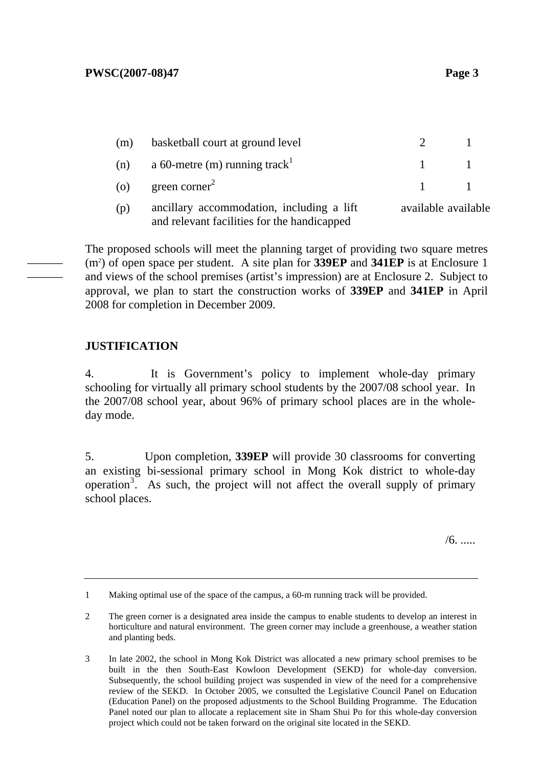| | | | |
|---|---|---|---|
| (m) | basketball court at ground level | 2 | 1 |
| (n) | a 60-metre (m) running track[1] | 1 | 1 |
| (o) | green corner[2] | 1 | 1 |
| (p) | ancillary accommodation, including a lift and relevant facilities for the handicapped | available | available |

The proposed schools will meet the planning target of providing two square metres ($m^2$) of open space per student. A site plan for **339EP** and **341EP** is at Enclosure 1 and views of the school premises (artist's impression) are at Enclosure 2. Subject to approval, we plan to start the construction works of **339EP** and **341EP** in April 2008 for completion in December 2009.

## JUSTIFICATION

4. It is Government's policy to implement whole-day primary schooling for virtually all primary school students by the 2007/08 school year. In the 2007/08 school year, about 96% of primary school places are in the whole-day mode.

5. Upon completion, **339EP** will provide 30 classrooms for converting an existing bi-sessional primary school in Mong Kok district to whole-day operation[3]. As such, the project will not affect the overall supply of primary school places.

/6. .....

---

1 Making optimal use of the space of the campus, a 60-m running track will be provided.

2 The green corner is a designated area inside the campus to enable students to develop an interest in horticulture and natural environment. The green corner may include a greenhouse, a weather station and planting beds.

3 In late 2002, the school in Mong Kok District was allocated a new primary school premises to be built in the then South-East Kowloon Development (SEKD) for whole-day conversion. Subsequently, the school building project was suspended in view of the need for a comprehensive review of the SEKD. In October 2005, we consulted the Legislative Council Panel on Education (Education Panel) on the proposed adjustments to the School Building Programme. The Education Panel noted our plan to allocate a replacement site in Sham Shui Po for this whole-day conversion project which could not be taken forward on the original site located in the SEKD.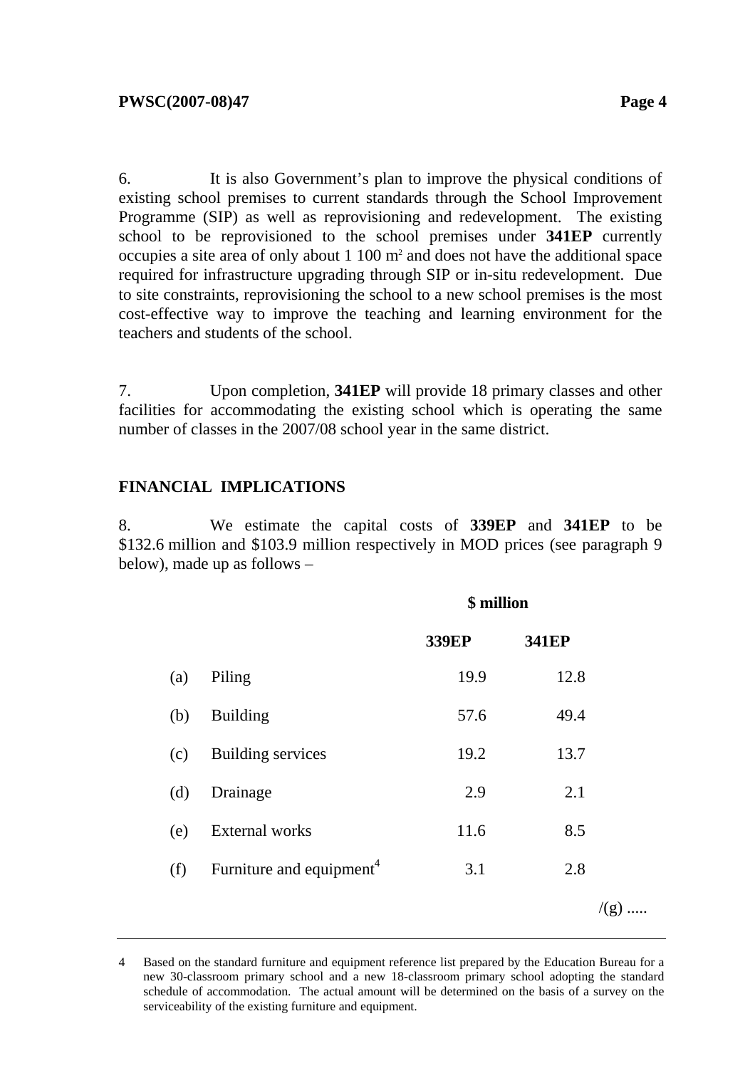6. It is also Government's plan to improve the physical conditions of existing school premises to current standards through the School Improvement Programme (SIP) as well as reprovisioning and redevelopment. The existing school to be reprovisioned to the school premises under **341EP** currently occupies a site area of only about 1 100 $m^2$ and does not have the additional space required for infrastructure upgrading through SIP or in-situ redevelopment. Due to site constraints, reprovisioning the school to a new school premises is the most cost-effective way to improve the teaching and learning environment for the teachers and students of the school.

7. Upon completion, **341EP** will provide 18 primary classes and other facilities for accommodating the existing school which is operating the same number of classes in the 2007/08 school year in the same district.

## FINANCIAL IMPLICATIONS

8. We estimate the capital costs of **339EP** and **341EP** to be $132.6 million and $103.9 million respectively in MOD prices (see paragraph 9 below), made up as follows –

| | | $ million | |
|---|---|---|---|
| | | **339EP** | **341EP** |
| (a) | Piling | 19.9 | 12.8 |
| (b) | Building | 57.6 | 49.4 |
| (c) | Building services | 19.2 | 13.7 |
| (d) | Drainage | 2.9 | 2.1 |
| (e) | External works | 11.6 | 8.5 |
| (f) | Furniture and equipment[4] | 3.1 | 2.8 |

/(g) .....

4 Based on the standard furniture and equipment reference list prepared by the Education Bureau for a new 30-classroom primary school and a new 18-classroom primary school adopting the standard schedule of accommodation. The actual amount will be determined on the basis of a survey on the serviceability of the existing furniture and equipment.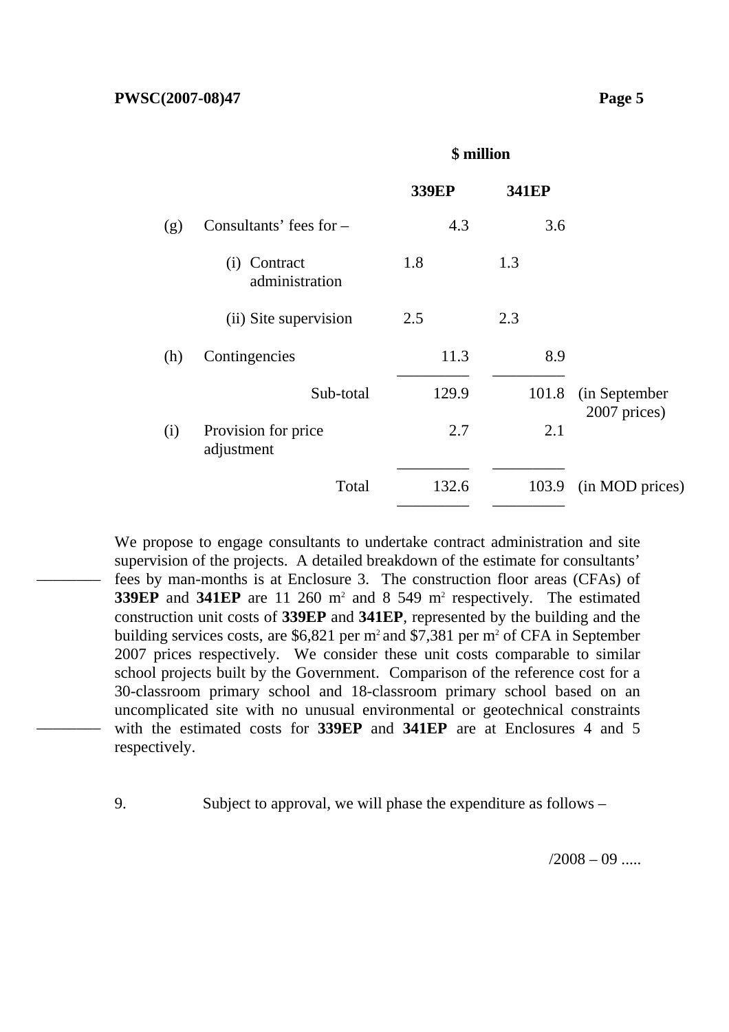| | | $ million | | |
|---|---|---|---|---|
| | | **339EP** | **341EP** | |
| (g) | Consultants' fees for – | 4.3 | 3.6 | |
| | (i) Contract administration | 1.8 | 1.3 | |
| | (ii) Site supervision | 2.5 | 2.3 | |
| (h) | Contingencies | 11.3 | 8.9 | |
| | Sub-total | 129.9 | 101.8 | (in September 2007 prices) |
| (i) | Provision for price adjustment | 2.7 | 2.1 | |
| | Total | 132.6 | 103.9 | (in MOD prices) |

We propose to engage consultants to undertake contract administration and site supervision of the projects. A detailed breakdown of the estimate for consultants' fees by man-months is at Enclosure 3. The construction floor areas (CFAs) of **339EP** and **341EP** are 11 260 $m^2$ and 8 549 $m^2$ respectively. The estimated construction unit costs of **339EP** and **341EP**, represented by the building and the building services costs, are \$6,821 per $m^2$ and \$7,381 per $m^2$ of CFA in September 2007 prices respectively. We consider these unit costs comparable to similar school projects built by the Government. Comparison of the reference cost for a 30-classroom primary school and 18-classroom primary school based on an uncomplicated site with no unusual environmental or geotechnical constraints with the estimated costs for **339EP** and **341EP** are at Enclosures 4 and 5 respectively.

9. Subject to approval, we will phase the expenditure as follows –

/2008 – 09 .....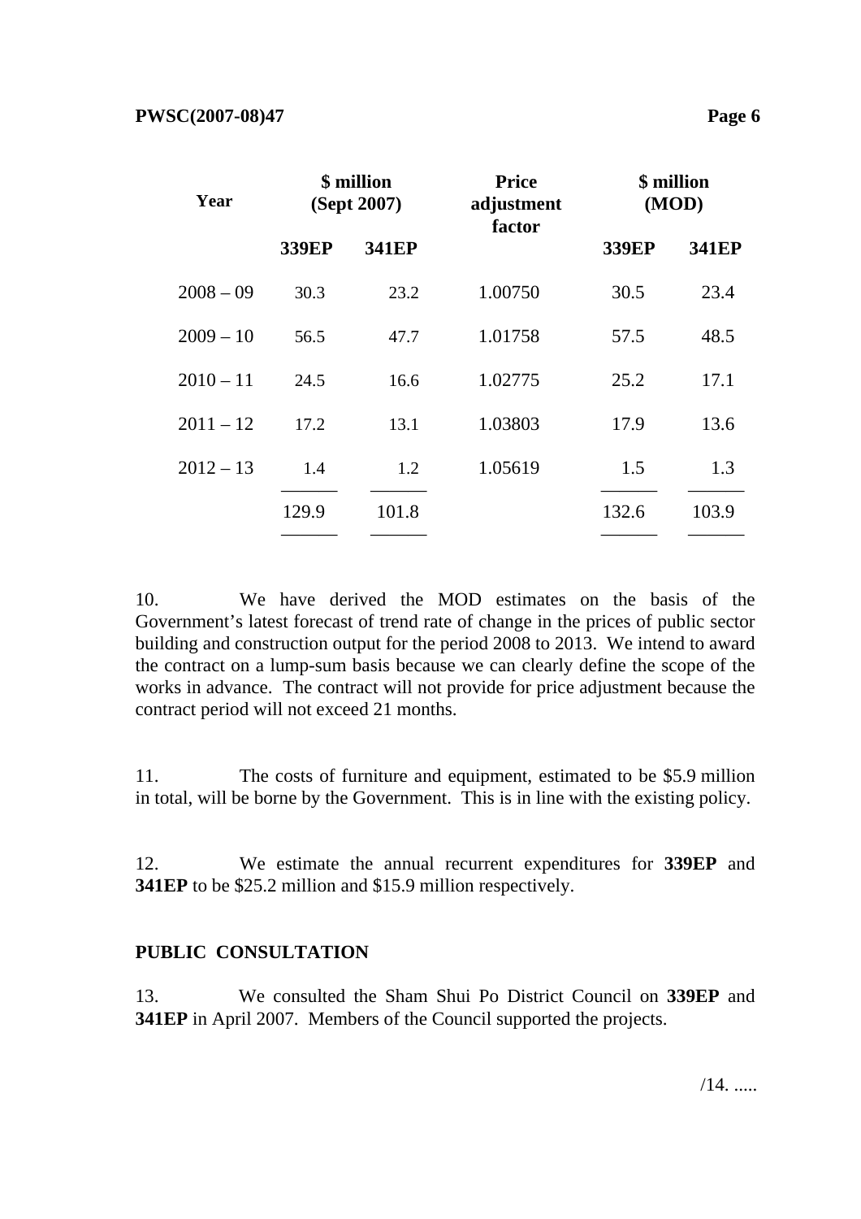| Year | $ million (Sept 2007) | | Price adjustment factor | $ million (MOD) | |
|---|---|---|---|---|---|
| | **339EP** | **341EP** | | **339EP** | **341EP** |
| 2008 – 09 | 30.3 | 23.2 | 1.00750 | 30.5 | 23.4 |
| 2009 – 10 | 56.5 | 47.7 | 1.01758 | 57.5 | 48.5 |
| 2010 – 11 | 24.5 | 16.6 | 1.02775 | 25.2 | 17.1 |
| 2011 – 12 | 17.2 | 13.1 | 1.03803 | 17.9 | 13.6 |
| 2012 – 13 | 1.4 | 1.2 | 1.05619 | 1.5 | 1.3 |
| | 129.9 | 101.8 | | 132.6 | 103.9 |

10. We have derived the MOD estimates on the basis of the Government's latest forecast of trend rate of change in the prices of public sector building and construction output for the period 2008 to 2013. We intend to award the contract on a lump-sum basis because we can clearly define the scope of the works in advance. The contract will not provide for price adjustment because the contract period will not exceed 21 months.

11. The costs of furniture and equipment, estimated to be $5.9 million in total, will be borne by the Government. This is in line with the existing policy.

12. We estimate the annual recurrent expenditures for **339EP** and **341EP** to be $25.2 million and $15.9 million respectively.

## PUBLIC CONSULTATION

13. We consulted the Sham Shui Po District Council on **339EP** and **341EP** in April 2007. Members of the Council supported the projects.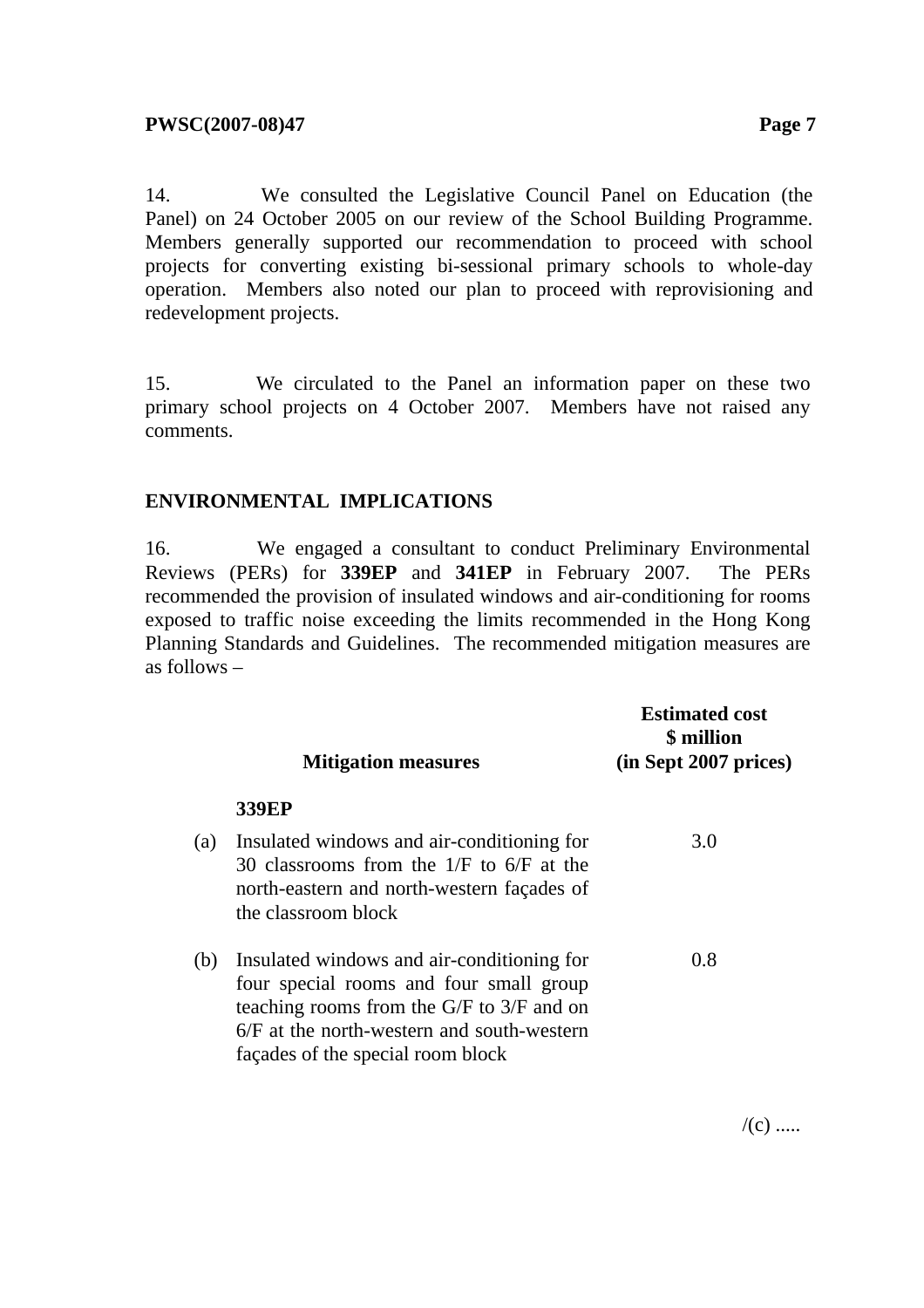14. We consulted the Legislative Council Panel on Education (the Panel) on 24 October 2005 on our review of the School Building Programme. Members generally supported our recommendation to proceed with school projects for converting existing bi-sessional primary schools to whole-day operation. Members also noted our plan to proceed with reprovisioning and redevelopment projects.

15. We circulated to the Panel an information paper on these two primary school projects on 4 October 2007. Members have not raised any comments.

## ENVIRONMENTAL IMPLICATIONS

16. We engaged a consultant to conduct Preliminary Environmental Reviews (PERs) for **339EP** and **341EP** in February 2007. The PERs recommended the provision of insulated windows and air-conditioning for rooms exposed to traffic noise exceeding the limits recommended in the Hong Kong Planning Standards and Guidelines. The recommended mitigation measures are as follows –

| | Mitigation measures | Estimated cost \$ million (in Sept 2007 prices) |
|---|---|---|
| | **339EP** | |
| (a) | Insulated windows and air-conditioning for 30 classrooms from the 1/F to 6/F at the north-eastern and north-western façades of the classroom block | 3.0 |
| (b) | Insulated windows and air-conditioning for four special rooms and four small group teaching rooms from the G/F to 3/F and on 6/F at the north-western and south-western façades of the special room block | 0.8 |

/(c) .....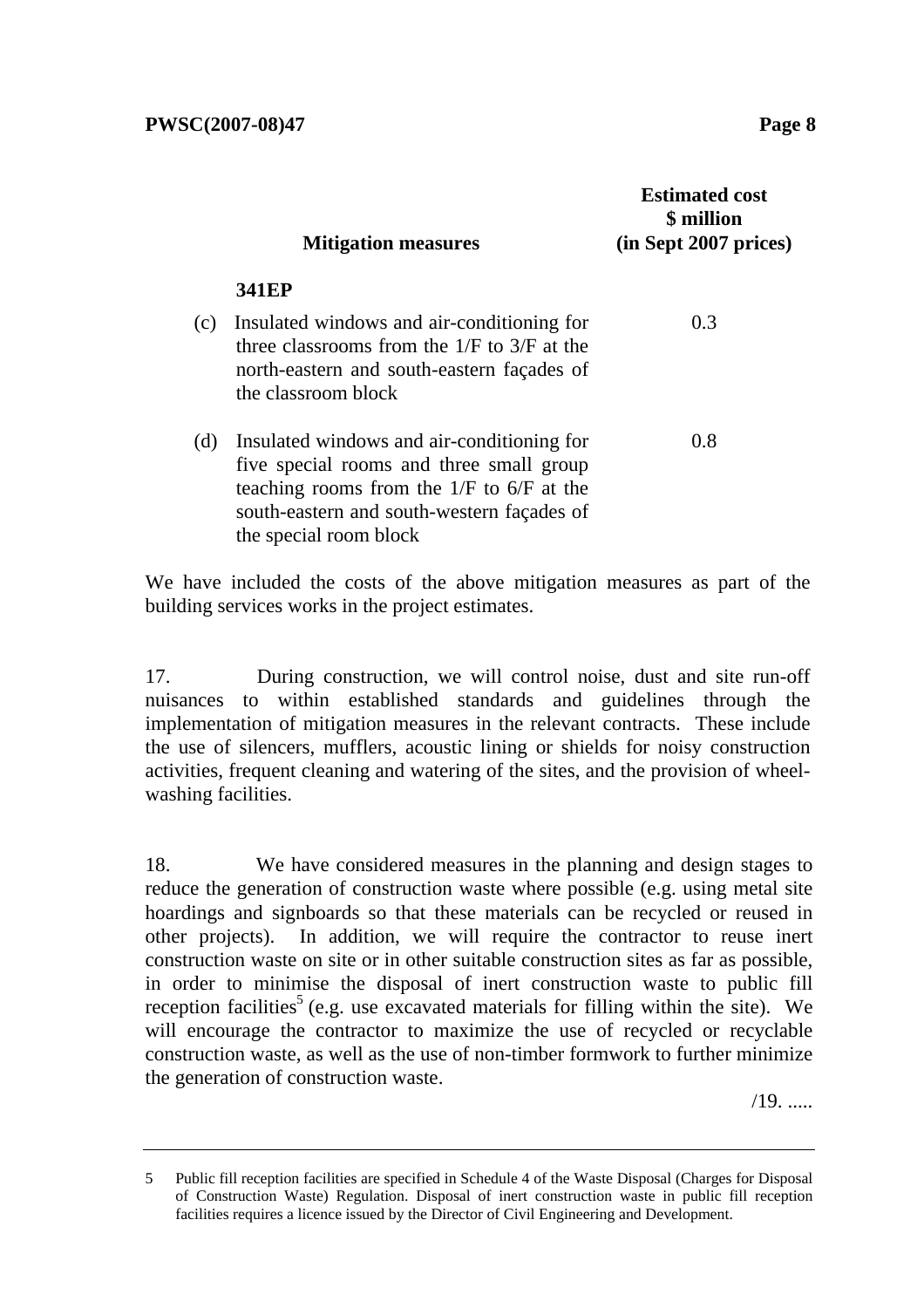| Mitigation measures | Estimated cost $ million (in Sept 2007 prices) |
|---|---|
| **341EP** | |
| (c) Insulated windows and air-conditioning for three classrooms from the 1/F to 3/F at the north-eastern and south-eastern façades of the classroom block | 0.3 |
| (d) Insulated windows and air-conditioning for five special rooms and three small group teaching rooms from the 1/F to 6/F at the south-eastern and south-western façades of the special room block | 0.8 |

We have included the costs of the above mitigation measures as part of the building services works in the project estimates.

17. During construction, we will control noise, dust and site run-off nuisances to within established standards and guidelines through the implementation of mitigation measures in the relevant contracts. These include the use of silencers, mufflers, acoustic lining or shields for noisy construction activities, frequent cleaning and watering of the sites, and the provision of wheel-washing facilities.

18. We have considered measures in the planning and design stages to reduce the generation of construction waste where possible (e.g. using metal site hoardings and signboards so that these materials can be recycled or reused in other projects). In addition, we will require the contractor to reuse inert construction waste on site or in other suitable construction sites as far as possible, in order to minimise the disposal of inert construction waste to public fill reception facilities[5] (e.g. use excavated materials for filling within the site). We will encourage the contractor to maximize the use of recycled or recyclable construction waste, as well as the use of non-timber formwork to further minimize the generation of construction waste.

/19. .....

---

5 Public fill reception facilities are specified in Schedule 4 of the Waste Disposal (Charges for Disposal of Construction Waste) Regulation. Disposal of inert construction waste in public fill reception facilities requires a licence issued by the Director of Civil Engineering and Development.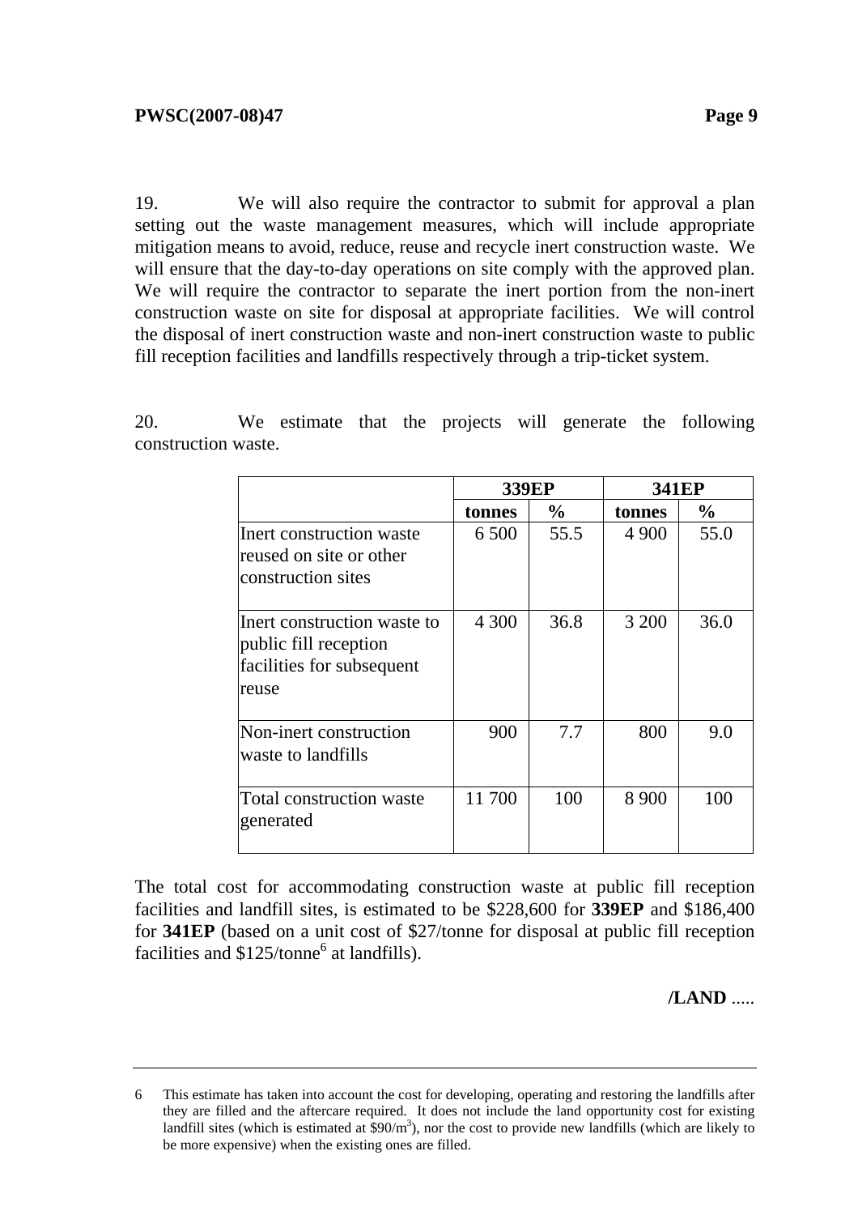19. We will also require the contractor to submit for approval a plan setting out the waste management measures, which will include appropriate mitigation means to avoid, reduce, reuse and recycle inert construction waste. We will ensure that the day-to-day operations on site comply with the approved plan. We will require the contractor to separate the inert portion from the non-inert construction waste on site for disposal at appropriate facilities. We will control the disposal of inert construction waste and non-inert construction waste to public fill reception facilities and landfills respectively through a trip-ticket system.

20. We estimate that the projects will generate the following construction waste.

| | **339EP** | | **341EP** | |
|---|---|---|---|---|
| | **tonnes** | **%** | **tonnes** | **%** |
| Inert construction waste reused on site or other construction sites | 6 500 | 55.5 | 4 900 | 55.0 |
| Inert construction waste to public fill reception facilities for subsequent reuse | 4 300 | 36.8 | 3 200 | 36.0 |
| Non-inert construction waste to landfills | 900 | 7.7 | 800 | 9.0 |
| Total construction waste generated | 11 700 | 100 | 8 900 | 100 |

The total cost for accommodating construction waste at public fill reception facilities and landfill sites, is estimated to be $228,600 for **339EP** and $186,400 for **341EP** (based on a unit cost of $27/tonne for disposal at public fill reception facilities and $125/tonne[6] at landfills).

**/LAND** .....

---

6 This estimate has taken into account the cost for developing, operating and restoring the landfills after they are filled and the aftercare required. It does not include the land opportunity cost for existing landfill sites (which is estimated at $90/m$^3$), nor the cost to provide new landfills (which are likely to be more expensive) when the existing ones are filled.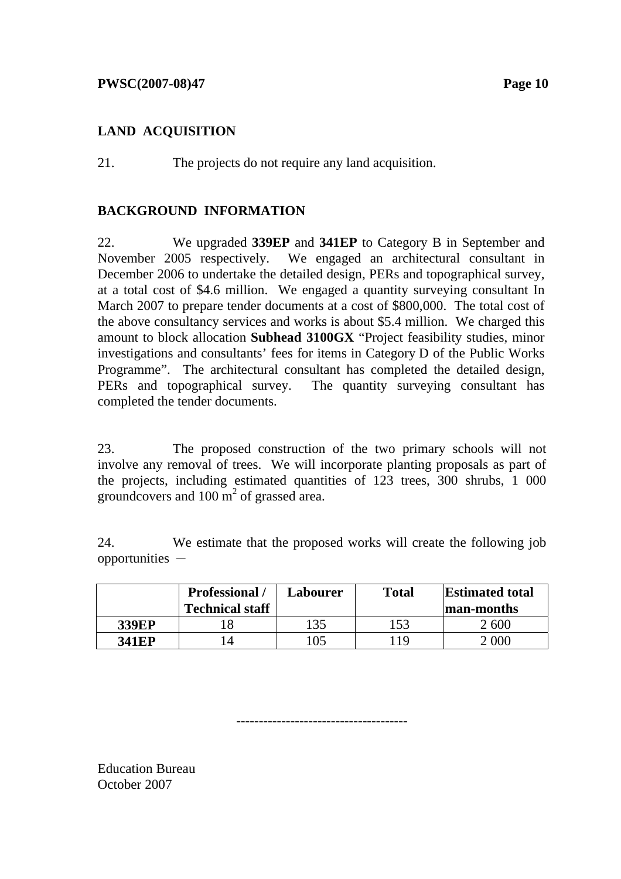## LAND ACQUISITION

21. The projects do not require any land acquisition.

## BACKGROUND INFORMATION

22. We upgraded **339EP** and **341EP** to Category B in September and November 2005 respectively. We engaged an architectural consultant in December 2006 to undertake the detailed design, PERs and topographical survey, at a total cost of $4.6 million. We engaged a quantity surveying consultant In March 2007 to prepare tender documents at a cost of $800,000. The total cost of the above consultancy services and works is about $5.4 million. We charged this amount to block allocation **Subhead 3100GX** "Project feasibility studies, minor investigations and consultants' fees for items in Category D of the Public Works Programme". The architectural consultant has completed the detailed design, PERs and topographical survey. The quantity surveying consultant has completed the tender documents.

23. The proposed construction of the two primary schools will not involve any removal of trees. We will incorporate planting proposals as part of the projects, including estimated quantities of 123 trees, 300 shrubs, 1 000 groundcovers and 100 $m^2$ of grassed area.

24. We estimate that the proposed works will create the following job opportunities －

| | Professional / Technical staff | Labourer | Total | Estimated total man-months |
|---|---|---|---|---|
| **339EP** | 18 | 135 | 153 | 2 600 |
| **341EP** | 14 | 105 | 119 | 2 000 |

-------------------------------------

Education Bureau
October 2007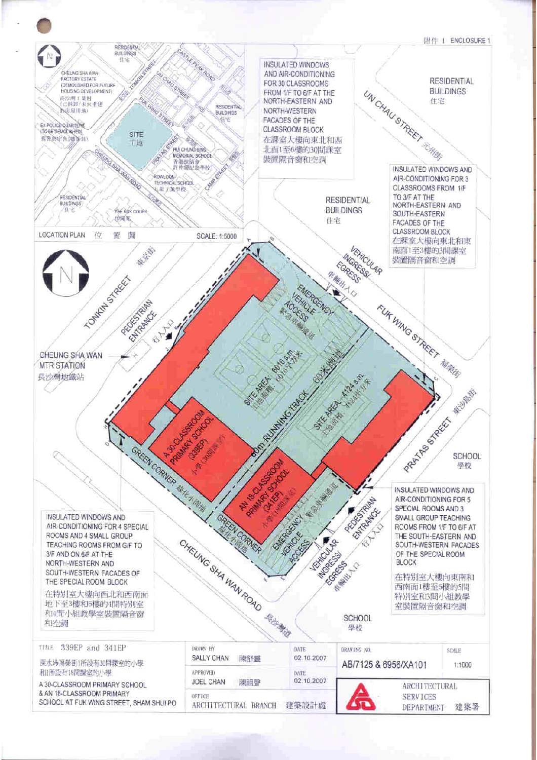附件 1 ENCLOSURE 1

**LOCATION PLAN 位置圖** SCALE: 1:5000

RESIDENTIAL BUILDINGS 住宅

CHEUNG SHA WAN FACTORY ESTATE (DEMOLISHED FOR FUTURE HOUSING DEVELOPMENT) 長沙灣工業村 (已拆卸/未來重建作房屋用地)

EX-POLICE QUARTERS (TO BE DEMOLISHED) 舊警察宿舍(將拆卸)

SITE 工地

HUI CHUNG SING MEMORIAL SCHOOL 香港扶幼會許仲繩紀念學校

KOWLOON TECHNICAL SCHOOL 九龍工業學校

YEE KOK COURT 怡閣苑

TONKIN STREET 東京街

UN CHAU STREET 元州街

CASTLE PEAK ROAD

FUK WING STREET 福榮街

PRATAS STREET 東沙島街

CAMP STREET 營盤街

CHEUNG SHA WAN ROAD 長沙灣道

INSULATED WINDOWS AND AIR-CONDITIONING FOR 30 CLASSROOMS FROM 1/F TO 6/F AT THE NORTH-EASTERN AND NORTH-WESTERN FACADES OF THE CLASSROOM BLOCK
在課室大樓向東北和西北面1至6樓的30間課室裝置隔音窗和空調

RESIDENTIAL BUILDINGS 住宅

INSULATED WINDOWS AND AIR-CONDITIONING FOR 3 CLASSROOMS FROM 1/F TO 3/F AT THE NORTH-EASTERN AND SOUTH-EASTERN FACADES OF THE CLASSROOM BLOCK
在課室大樓向東北和東南面1至3樓的3間課室裝置隔音窗和空調

CHEUNG SHA WAN MTR STATION 長沙灣地鐵站

PEDESTRIAN ENTRANCE 行人入口

VEHICULAR INGRESS/EGRESS 車輛出入口

EMERGENCY VEHICLE ACCESS 緊急車輛通道

SITE AREA: 6016 s.m. 工地面積: 6016平方米

SITE AREA: 4124 s.m. 工地面積: 4124平方米

60m RUNNING TRACK 60米跑道

A 30-CLASSROOM PRIMARY SCHOOL (339EP) 小學(30間課室)

AN 18-CLASSROOM PRIMARY SCHOOL (341EP) 小學(18間課室)

GREEN CORNER 綠化小園地

SCHOOL 學校

INSULATED WINDOWS AND AIR-CONDITIONING FOR 4 SPECIAL ROOMS AND 4 SMALL GROUP TEACHING ROOMS FROM G/F TO 3/F AND ON 6/F AT THE NORTH-WESTERN AND SOUTH-WESTERN FACADES OF THE SPECIAL ROOM BLOCK
在特別室大樓向西北和西南面地下至3樓和6樓的4間特別室和4間小組教學室裝置隔音窗和空調

INSULATED WINDOWS AND AIR-CONDITIONING FOR 5 SPECIAL ROOMS AND 3 SMALL GROUP TEACHING ROOMS FROM 1/F TO 6/F AT THE SOUTH-EASTERN AND SOUTH-WESTERN FACADES OF THE SPECIAL ROOM BLOCK
在特別室大樓向東南和西南面1樓至6樓的5間特別室和3間小組教學室裝置隔音窗和空調

| TITLE | DRAWN BY | DATE | DRAWING NO. | SCALE |
|---|---|---|---|---|
| 339EP and 341EP<br>深水埗福榮街1所設有30間課室的小學和1所設有18間課室的小學<br>A 30-CLASSROOM PRIMARY SCHOOL & AN 18-CLASSROOM PRIMARY SCHOOL AT FUK WING STREET, SHAM SHUI PO | SALLY CHAN 陳舒靈 | 02.10.2007 | AB/7125 & 6956/XA101 | 1:1000 |
| | APPROVED: JOEL CHAN 陳祖譽 | 02.10.2007 | | |
| | OFFICE: ARCHITECTURAL BRANCH 建築設計處 | | ARCHITECTURAL SERVICES DEPARTMENT 建築署 | |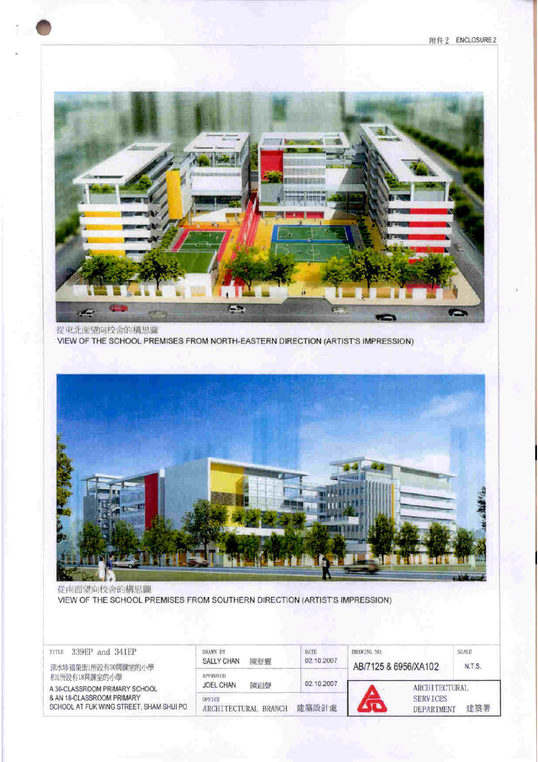附件 2 ENCLOSURE 2

從東北面望向校舍的構思圖

VIEW OF THE SCHOOL PREMISES FROM NORTH-EASTERN DIRECTION (ARTIST'S IMPRESSION)

從南面望向校舍的構思圖

VIEW OF THE SCHOOL PREMISES FROM SOUTHERN DIRECTION (ARTIST'S IMPRESSION)

| TITLE 339EP and 341EP | DRAWN BY | DATE | DRAWING NO. | SCALE |
|---|---|---|---|---|
| 深水埗福榮街1所設有30間課室的小學和1所設有18間課室的小學 | SALLY CHAN 陳舒靈 | 02.10.2007 | AB/7125 & 6956/XA102 | N.T.S. |
| A 30-CLASSROOM PRIMARY SCHOOL & AN 18-CLASSROOM PRIMARY SCHOOL AT FUK WING STREET, SHAM SHUI PO | APPROVED JOEL CHAN 陳祖聲 | 02.10.2007 | ARCHITECTURAL SERVICES DEPARTMENT 建築署 | |
| | OFFICE ARCHITECTURAL BRANCH 建築設計處 | | | |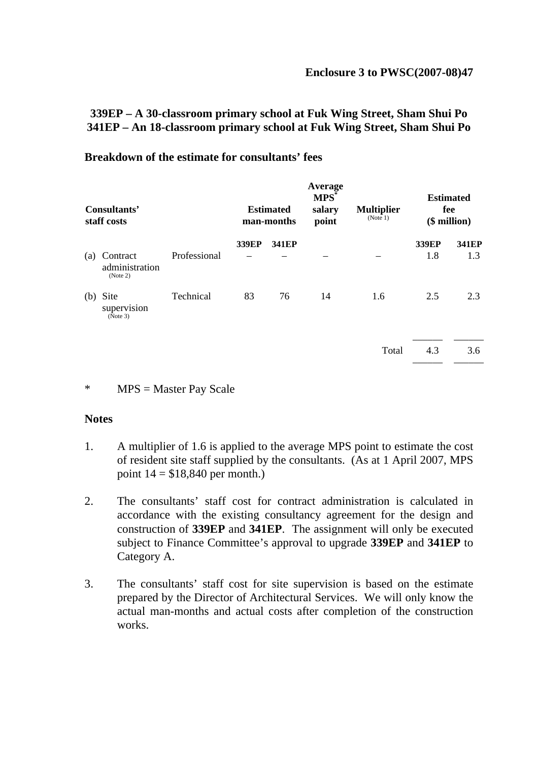**Enclosure 3 to PWSC(2007-08)47**

**339EP – A 30-classroom primary school at Fuk Wing Street, Sham Shui Po**
**341EP – An 18-classroom primary school at Fuk Wing Street, Sham Shui Po**

**Breakdown of the estimate for consultants' fees**

| **Consultants' staff costs** | | **Estimated man-months** | | **Average MPS* salary point** | **Multiplier** (Note 1) | **Estimated fee ($ million)** | |
|---|---|---|---|---|---|---|---|
| | | **339EP** | **341EP** | | | **339EP** | **341EP** |
| (a) Contract administration (Note 2) | Professional | – | – | – | – | 1.8 | 1.3 |
| (b) Site supervision (Note 3) | Technical | 83 | 76 | 14 | 1.6 | 2.5 | 2.3 |
| | | | | | Total | 4.3 | 3.6 |

\* MPS = Master Pay Scale

**Notes**

1. A multiplier of 1.6 is applied to the average MPS point to estimate the cost of resident site staff supplied by the consultants. (As at 1 April 2007, MPS point 14 = $18,840 per month.)

2. The consultants' staff cost for contract administration is calculated in accordance with the existing consultancy agreement for the design and construction of **339EP** and **341EP**. The assignment will only be executed subject to Finance Committee's approval to upgrade **339EP** and **341EP** to Category A.

3. The consultants' staff cost for site supervision is based on the estimate prepared by the Director of Architectural Services. We will only know the actual man-months and actual costs after completion of the construction works.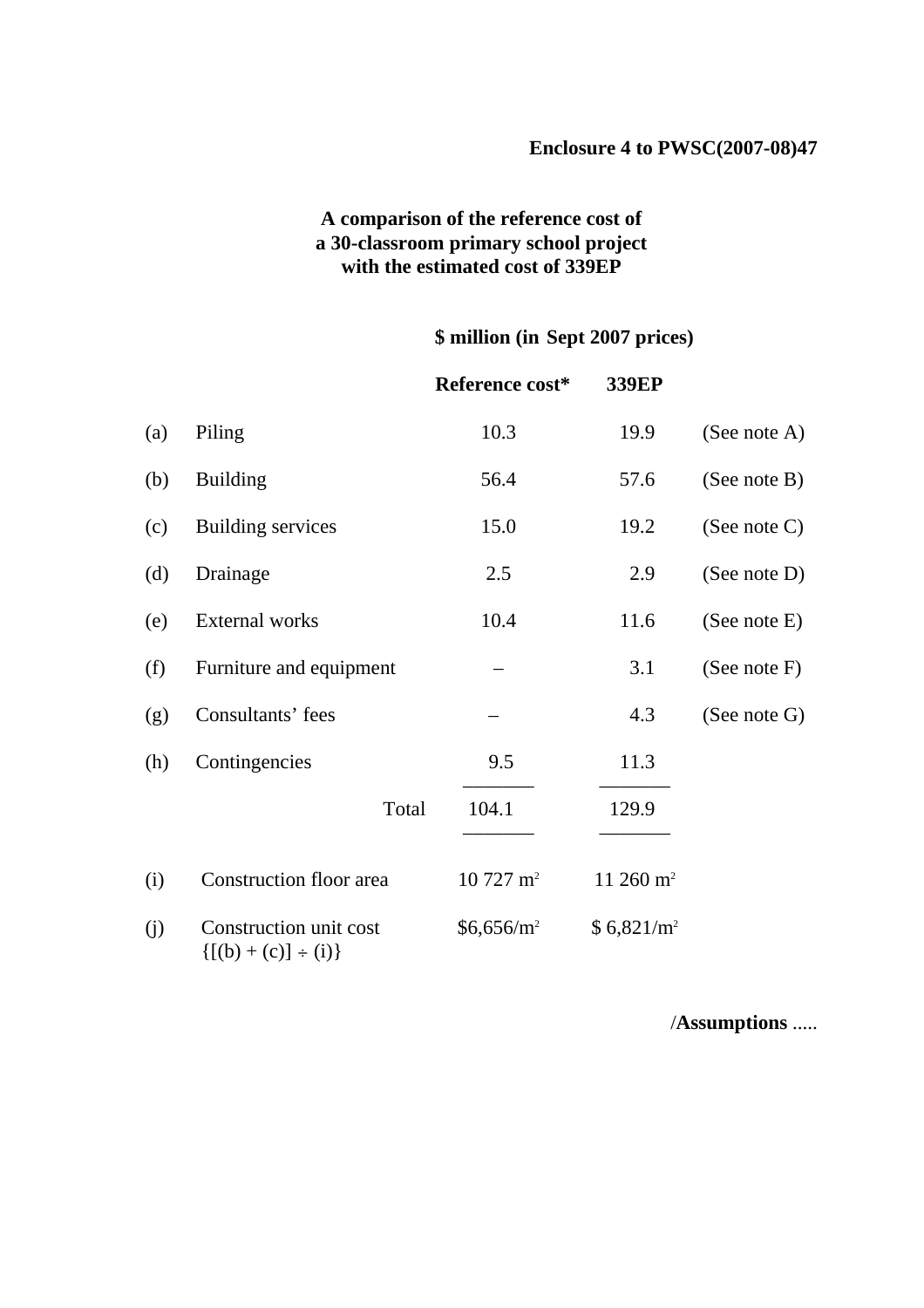**Enclosure 4 to PWSC(2007-08)47**

**A comparison of the reference cost of a 30-classroom primary school project with the estimated cost of 339EP**

| | | **\$ million (in Sept 2007 prices)** | | |
|---|---|---|---|---|
| | | **Reference cost*** | **339EP** | |
| (a) | Piling | 10.3 | 19.9 | (See note A) |
| (b) | Building | 56.4 | 57.6 | (See note B) |
| (c) | Building services | 15.0 | 19.2 | (See note C) |
| (d) | Drainage | 2.5 | 2.9 | (See note D) |
| (e) | External works | 10.4 | 11.6 | (See note E) |
| (f) | Furniture and equipment | – | 3.1 | (See note F) |
| (g) | Consultants' fees | – | 4.3 | (See note G) |
| (h) | Contingencies | 9.5 | 11.3 | |
| | Total | 104.1 | 129.9 | |
| (i) | Construction floor area | 10 727 $m^2$ | 11 260 $m^2$ | |
| (j) | Construction unit cost {[(b) + (c)] ÷ (i)} | \$6,656/$m^2$ | \$ 6,821/$m^2$ | |

/**Assumptions** .....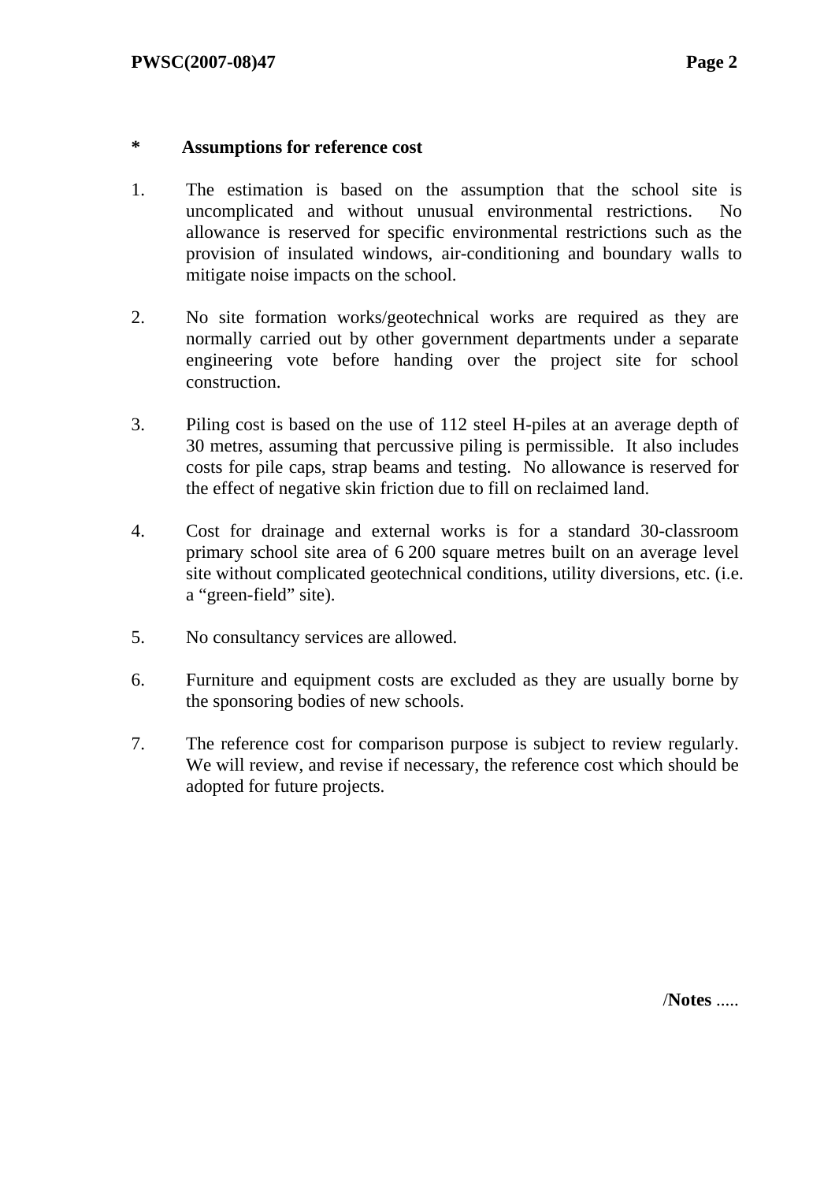**\* Assumptions for reference cost**

1. The estimation is based on the assumption that the school site is uncomplicated and without unusual environmental restrictions. No allowance is reserved for specific environmental restrictions such as the provision of insulated windows, air-conditioning and boundary walls to mitigate noise impacts on the school.

2. No site formation works/geotechnical works are required as they are normally carried out by other government departments under a separate engineering vote before handing over the project site for school construction.

3. Piling cost is based on the use of 112 steel H-piles at an average depth of 30 metres, assuming that percussive piling is permissible. It also includes costs for pile caps, strap beams and testing. No allowance is reserved for the effect of negative skin friction due to fill on reclaimed land.

4. Cost for drainage and external works is for a standard 30-classroom primary school site area of 6 200 square metres built on an average level site without complicated geotechnical conditions, utility diversions, etc. (i.e. a "green-field" site).

5. No consultancy services are allowed.

6. Furniture and equipment costs are excluded as they are usually borne by the sponsoring bodies of new schools.

7. The reference cost for comparison purpose is subject to review regularly. We will review, and revise if necessary, the reference cost which should be adopted for future projects.

/**Notes** .....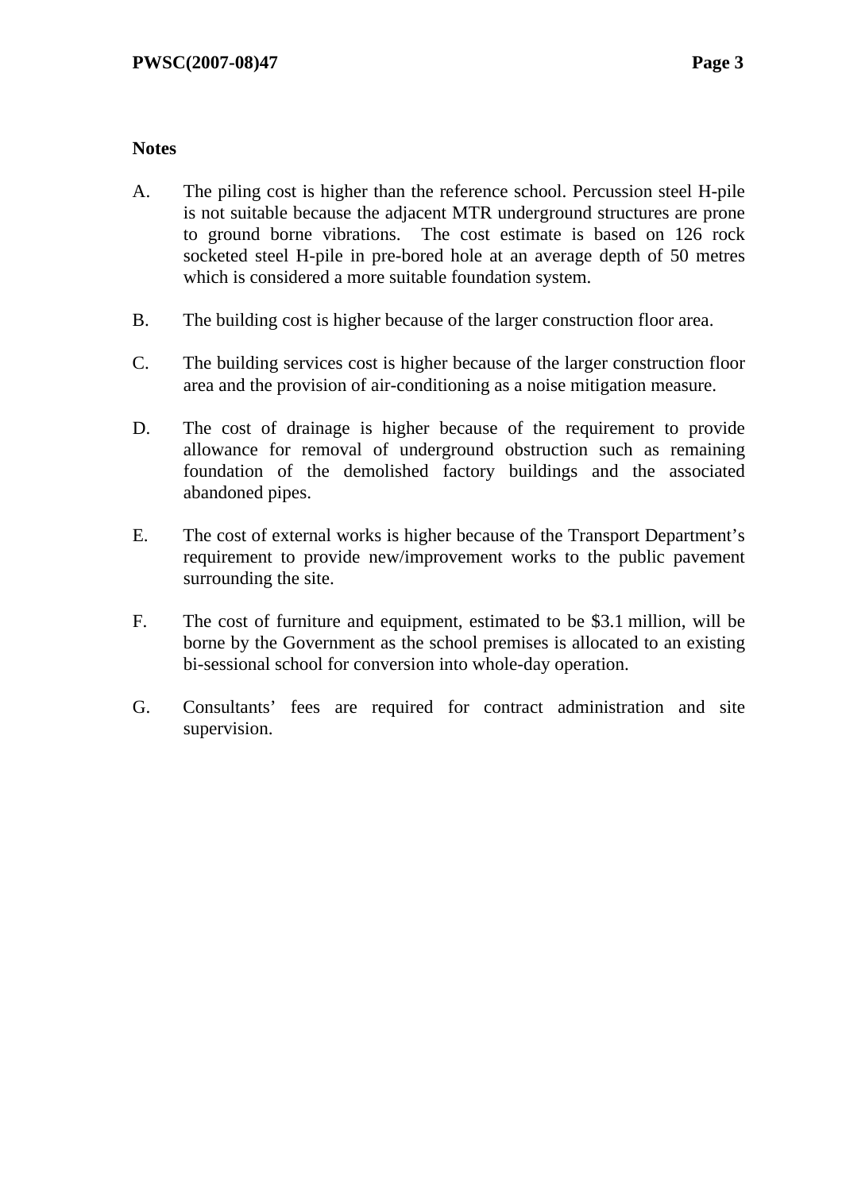**Notes**

A. The piling cost is higher than the reference school. Percussion steel H-pile is not suitable because the adjacent MTR underground structures are prone to ground borne vibrations. The cost estimate is based on 126 rock socketed steel H-pile in pre-bored hole at an average depth of 50 metres which is considered a more suitable foundation system.

B. The building cost is higher because of the larger construction floor area.

C. The building services cost is higher because of the larger construction floor area and the provision of air-conditioning as a noise mitigation measure.

D. The cost of drainage is higher because of the requirement to provide allowance for removal of underground obstruction such as remaining foundation of the demolished factory buildings and the associated abandoned pipes.

E. The cost of external works is higher because of the Transport Department's requirement to provide new/improvement works to the public pavement surrounding the site.

F. The cost of furniture and equipment, estimated to be $3.1 million, will be borne by the Government as the school premises is allocated to an existing bi-sessional school for conversion into whole-day operation.

G. Consultants' fees are required for contract administration and site supervision.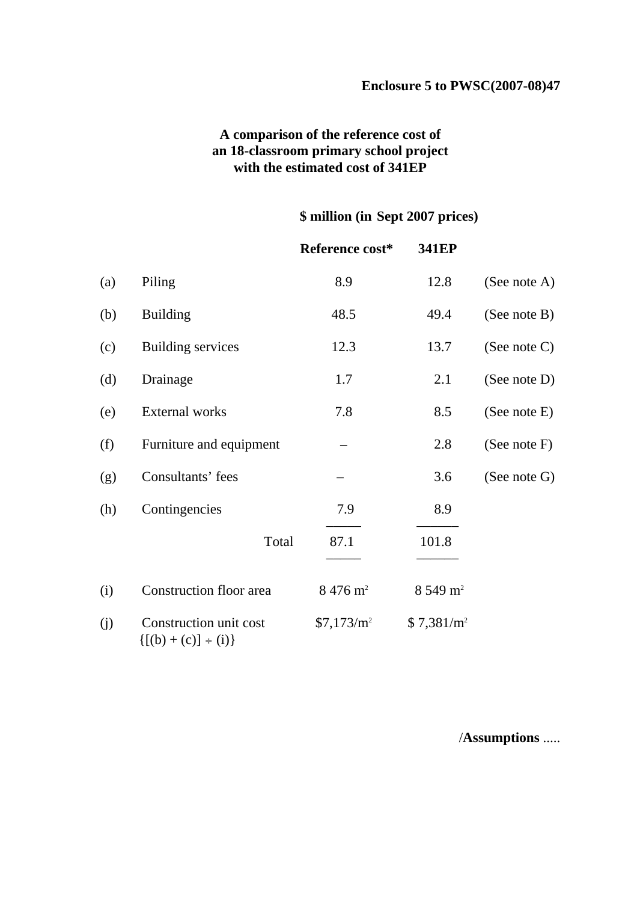**Enclosure 5 to PWSC(2007-08)47**

**A comparison of the reference cost of an 18-classroom primary school project with the estimated cost of 341EP**

| | | **$ million (in Sept 2007 prices)** | | |
|---|---|---|---|---|
| | | **Reference cost*** | **341EP** | |
| (a) | Piling | 8.9 | 12.8 | (See note A) |
| (b) | Building | 48.5 | 49.4 | (See note B) |
| (c) | Building services | 12.3 | 13.7 | (See note C) |
| (d) | Drainage | 1.7 | 2.1 | (See note D) |
| (e) | External works | 7.8 | 8.5 | (See note E) |
| (f) | Furniture and equipment | – | 2.8 | (See note F) |
| (g) | Consultants' fees | – | 3.6 | (See note G) |
| (h) | Contingencies | 7.9 | 8.9 | |
| | Total | 87.1 | 101.8 | |
| (i) | Construction floor area | 8 476 $m^2$ | 8 549 $m^2$ | |
| (j) | Construction unit cost {[(b) + (c)] ÷ (i)} | $7,173/$m^2$ | $ 7,381/$m^2$ | |

/**Assumptions** .....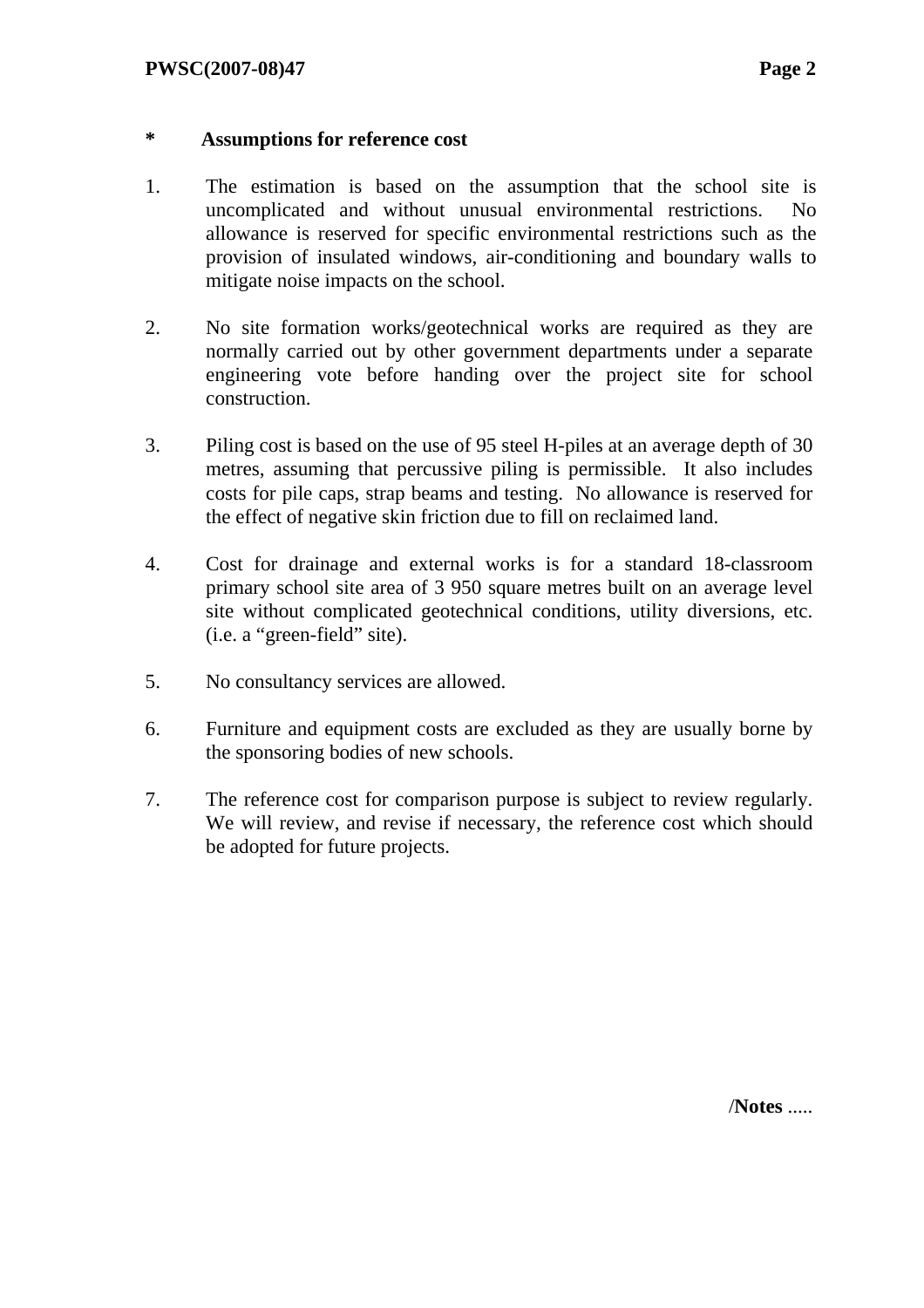\*        **Assumptions for reference cost**

1. The estimation is based on the assumption that the school site is uncomplicated and without unusual environmental restrictions. No allowance is reserved for specific environmental restrictions such as the provision of insulated windows, air-conditioning and boundary walls to mitigate noise impacts on the school.

2. No site formation works/geotechnical works are required as they are normally carried out by other government departments under a separate engineering vote before handing over the project site for school construction.

3. Piling cost is based on the use of 95 steel H-piles at an average depth of 30 metres, assuming that percussive piling is permissible. It also includes costs for pile caps, strap beams and testing. No allowance is reserved for the effect of negative skin friction due to fill on reclaimed land.

4. Cost for drainage and external works is for a standard 18-classroom primary school site area of 3 950 square metres built on an average level site without complicated geotechnical conditions, utility diversions, etc. (i.e. a "green-field" site).

5. No consultancy services are allowed.

6. Furniture and equipment costs are excluded as they are usually borne by the sponsoring bodies of new schools.

7. The reference cost for comparison purpose is subject to review regularly. We will review, and revise if necessary, the reference cost which should be adopted for future projects.

/**Notes** .....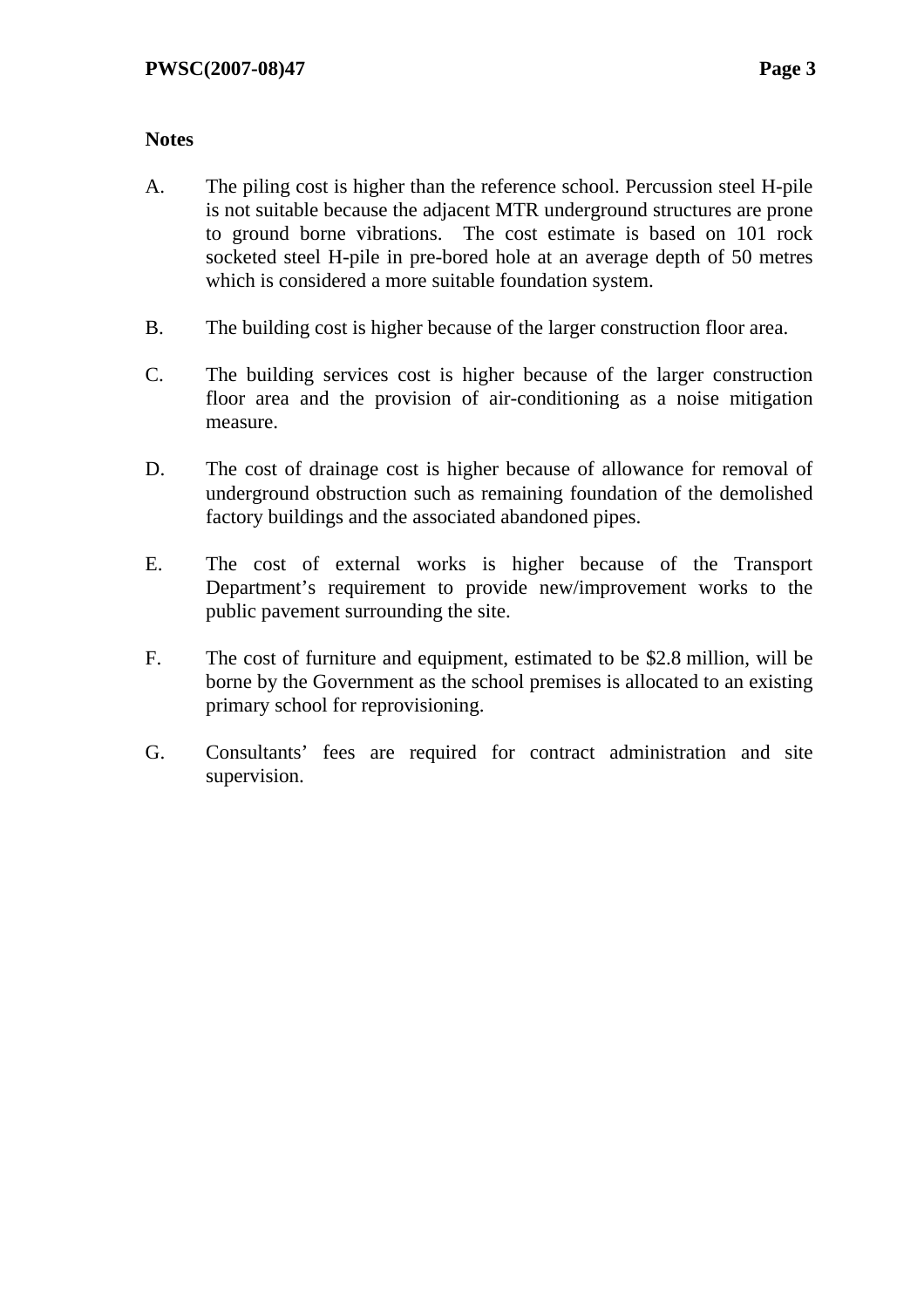**Notes**

A. The piling cost is higher than the reference school. Percussion steel H-pile is not suitable because the adjacent MTR underground structures are prone to ground borne vibrations. The cost estimate is based on 101 rock socketed steel H-pile in pre-bored hole at an average depth of 50 metres which is considered a more suitable foundation system.

B. The building cost is higher because of the larger construction floor area.

C. The building services cost is higher because of the larger construction floor area and the provision of air-conditioning as a noise mitigation measure.

D. The cost of drainage cost is higher because of allowance for removal of underground obstruction such as remaining foundation of the demolished factory buildings and the associated abandoned pipes.

E. The cost of external works is higher because of the Transport Department's requirement to provide new/improvement works to the public pavement surrounding the site.

F. The cost of furniture and equipment, estimated to be $2.8 million, will be borne by the Government as the school premises is allocated to an existing primary school for reprovisioning.

G. Consultants' fees are required for contract administration and site supervision.